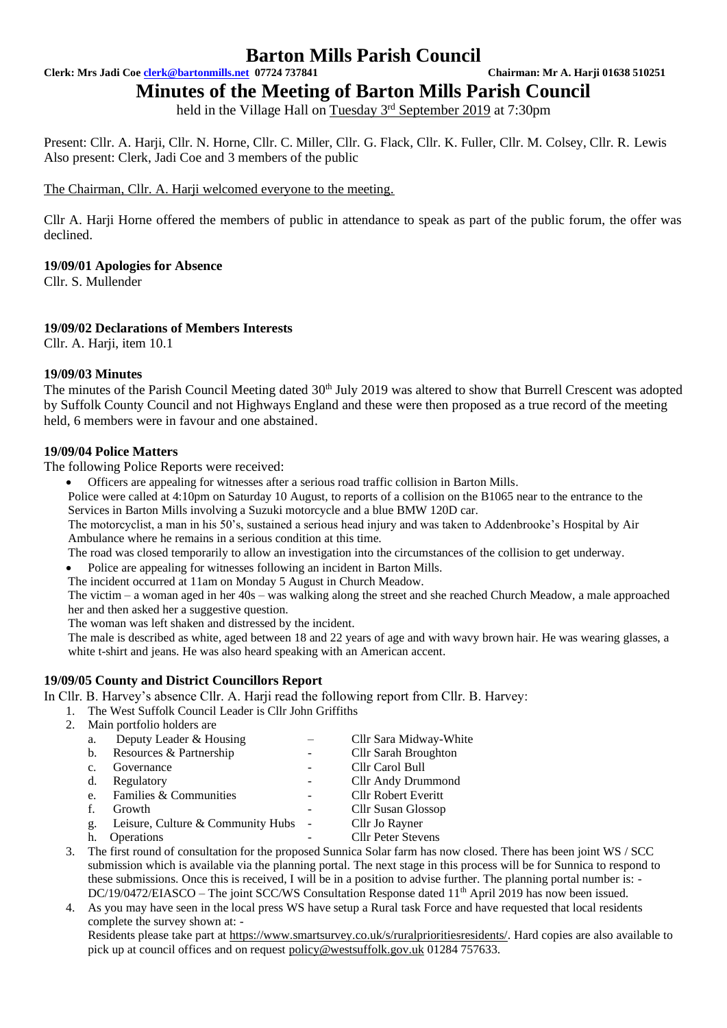# Barton Mills Parish Council

**Clerk: Mrs Jadi Coe clerk@bartonmills.net 07724 737841** **Chairman: Mr A. Harji 01638 510251**

# Minutes of the Meeting of Barton Mills Parish Council

held in the Village Hall on Tuesday 3rd September 2019 at 7:30pm

Present: Cllr. A. Harji, Cllr. N. Horne, Cllr. C. Miller, Cllr. G. Flack, Cllr. K. Fuller, Cllr. M. Colsey, Cllr. R. Lewis
Also present: Clerk, Jadi Coe and 3 members of the public

The Chairman, Cllr. A. Harji welcomed everyone to the meeting.

Cllr A. Harji Horne offered the members of public in attendance to speak as part of the public forum, the offer was declined.

### 19/09/01 Apologies for Absence

Cllr. S. Mullender

### 19/09/02 Declarations of Members Interests

Cllr. A. Harji, item 10.1

### 19/09/03 Minutes

The minutes of the Parish Council Meeting dated 30th July 2019 was altered to show that Burrell Crescent was adopted by Suffolk County Council and not Highways England and these were then proposed as a true record of the meeting held, 6 members were in favour and one abstained.

### 19/09/04 Police Matters

The following Police Reports were received:

- Officers are appealing for witnesses after a serious road traffic collision in Barton Mills.

Police were called at 4:10pm on Saturday 10 August, to reports of a collision on the B1065 near to the entrance to the Services in Barton Mills involving a Suzuki motorcycle and a blue BMW 120D car.

The motorcyclist, a man in his 50's, sustained a serious head injury and was taken to Addenbrooke's Hospital by Air Ambulance where he remains in a serious condition at this time.

The road was closed temporarily to allow an investigation into the circumstances of the collision to get underway.

- Police are appealing for witnesses following an incident in Barton Mills.

The incident occurred at 11am on Monday 5 August in Church Meadow.

The victim – a woman aged in her 40s – was walking along the street and she reached Church Meadow, a male approached her and then asked her a suggestive question.

The woman was left shaken and distressed by the incident.

The male is described as white, aged between 18 and 22 years of age and with wavy brown hair. He was wearing glasses, a white t-shirt and jeans. He was also heard speaking with an American accent.

### 19/09/05 County and District Councillors Report

In Cllr. B. Harvey's absence Cllr. A. Harji read the following report from Cllr. B. Harvey:

1. The West Suffolk Council Leader is Cllr John Griffiths
2. Main portfolio holders are
   a. Deputy Leader & Housing – Cllr Sara Midway-White
   b. Resources & Partnership - Cllr Sarah Broughton
   c. Governance - Cllr Carol Bull
   d. Regulatory - Cllr Andy Drummond
   e. Families & Communities - Cllr Robert Everitt
   f. Growth - Cllr Susan Glossop
   g. Leisure, Culture & Community Hubs - Cllr Jo Rayner
   h. Operations - Cllr Peter Stevens
3. The first round of consultation for the proposed Sunnica Solar farm has now closed. There has been joint WS / SCC submission which is available via the planning portal. The next stage in this process will be for Sunnica to respond to these submissions. Once this is received, I will be in a position to advise further. The planning portal number is: - DC/19/0472/EIASCO – The joint SCC/WS Consultation Response dated 11th April 2019 has now been issued.
4. As you may have seen in the local press WS have setup a Rural task Force and have requested that local residents complete the survey shown at: -
   Residents please take part at https://www.smartsurvey.co.uk/s/ruralprioritiesresidents/. Hard copies are also available to pick up at council offices and on request policy@westsuffolk.gov.uk 01284 757633.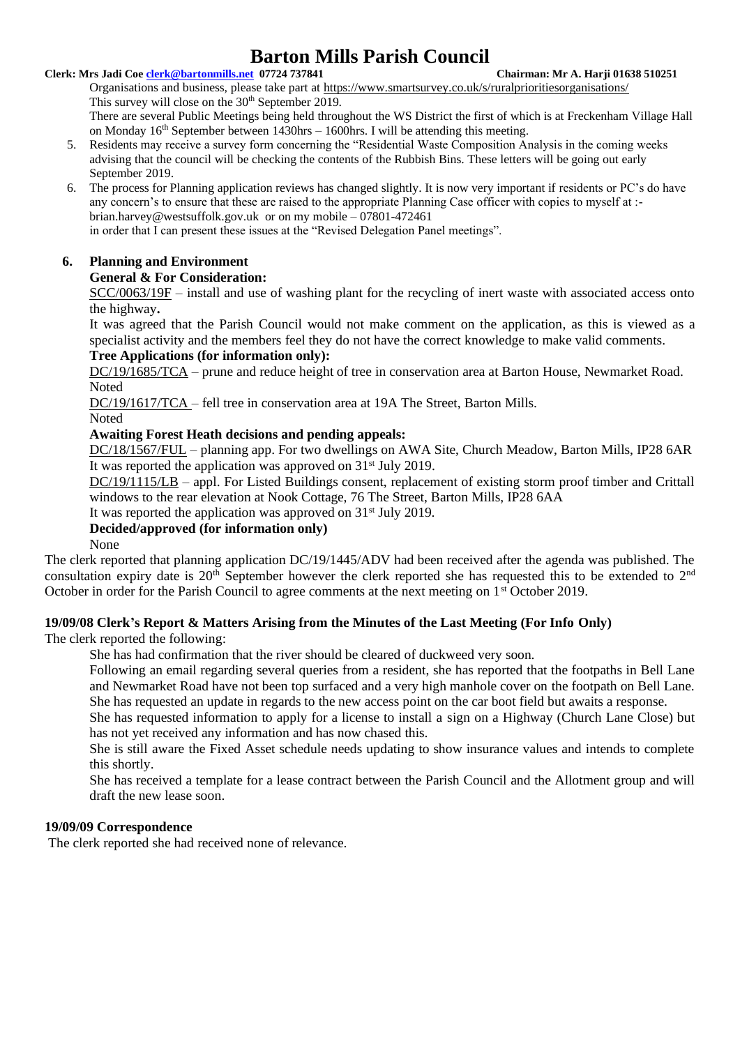Organisations and business, please take part at https://www.smartsurvey.co.uk/s/ruralprioritiesorganisations/
This survey will close on the 30th September 2019.
There are several Public Meetings being held throughout the WS District the first of which is at Freckenham Village Hall on Monday 16th September between 1430hrs – 1600hrs. I will be attending this meeting.

5. Residents may receive a survey form concerning the "Residential Waste Composition Analysis in the coming weeks advising that the council will be checking the contents of the Rubbish Bins. These letters will be going out early September 2019.
6. The process for Planning application reviews has changed slightly. It is now very important if residents or PC's do have any concern's to ensure that these are raised to the appropriate Planning Case officer with copies to myself at :- brian.harvey@westsuffolk.gov.uk or on my mobile – 07801-472461
in order that I can present these issues at the "Revised Delegation Panel meetings".

### 6. Planning and Environment

**General & For Consideration:**

SCC/0063/19F – install and use of washing plant for the recycling of inert waste with associated access onto the highway**.**

It was agreed that the Parish Council would not make comment on the application, as this is viewed as a specialist activity and the members feel they do not have the correct knowledge to make valid comments.

**Tree Applications (for information only):**

DC/19/1685/TCA – prune and reduce height of tree in conservation area at Barton House, Newmarket Road.
Noted

DC/19/1617/TCA – fell tree in conservation area at 19A The Street, Barton Mills.
Noted

**Awaiting Forest Heath decisions and pending appeals:**

DC/18/1567/FUL – planning app. For two dwellings on AWA Site, Church Meadow, Barton Mills, IP28 6AR
It was reported the application was approved on 31st July 2019.

DC/19/1115/LB – appl. For Listed Buildings consent, replacement of existing storm proof timber and Crittall windows to the rear elevation at Nook Cottage, 76 The Street, Barton Mills, IP28 6AA
It was reported the application was approved on 31st July 2019.

**Decided/approved (for information only)**

None

The clerk reported that planning application DC/19/1445/ADV had been received after the agenda was published. The consultation expiry date is 20th September however the clerk reported she has requested this to be extended to 2nd October in order for the Parish Council to agree comments at the next meeting on 1st October 2019.

### 19/09/08 Clerk's Report & Matters Arising from the Minutes of the Last Meeting (For Info Only)

The clerk reported the following:

She has had confirmation that the river should be cleared of duckweed very soon.

Following an email regarding several queries from a resident, she has reported that the footpaths in Bell Lane and Newmarket Road have not been top surfaced and a very high manhole cover on the footpath on Bell Lane.

She has requested an update in regards to the new access point on the car boot field but awaits a response.

She has requested information to apply for a license to install a sign on a Highway (Church Lane Close) but has not yet received any information and has now chased this.

She is still aware the Fixed Asset schedule needs updating to show insurance values and intends to complete this shortly.

She has received a template for a lease contract between the Parish Council and the Allotment group and will draft the new lease soon.

### 19/09/09 Correspondence

The clerk reported she had received none of relevance.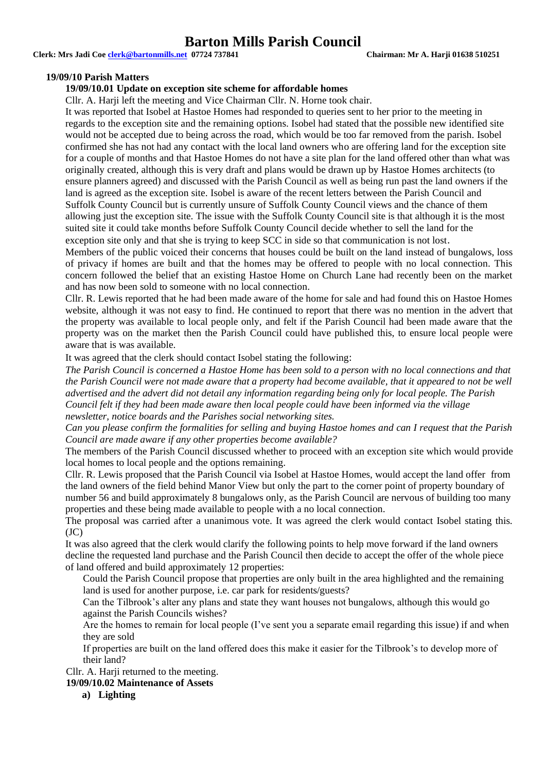### 19/09/10 Parish Matters

#### 19/09/10.01 Update on exception site scheme for affordable homes

Cllr. A. Harji left the meeting and Vice Chairman Cllr. N. Horne took chair.

It was reported that Isobel at Hastoe Homes had responded to queries sent to her prior to the meeting in regards to the exception site and the remaining options. Isobel had stated that the possible new identified site would not be accepted due to being across the road, which would be too far removed from the parish. Isobel confirmed she has not had any contact with the local land owners who are offering land for the exception site for a couple of months and that Hastoe Homes do not have a site plan for the land offered other than what was originally created, although this is very draft and plans would be drawn up by Hastoe Homes architects (to ensure planners agreed) and discussed with the Parish Council as well as being run past the land owners if the land is agreed as the exception site. Isobel is aware of the recent letters between the Parish Council and Suffolk County Council but is currently unsure of Suffolk County Council views and the chance of them allowing just the exception site. The issue with the Suffolk County Council site is that although it is the most suited site it could take months before Suffolk County Council decide whether to sell the land for the exception site only and that she is trying to keep SCC in side so that communication is not lost.

Members of the public voiced their concerns that houses could be built on the land instead of bungalows, loss of privacy if homes are built and that the homes may be offered to people with no local connection. This concern followed the belief that an existing Hastoe Home on Church Lane had recently been on the market and has now been sold to someone with no local connection.

Cllr. R. Lewis reported that he had been made aware of the home for sale and had found this on Hastoe Homes website, although it was not easy to find. He continued to report that there was no mention in the advert that the property was available to local people only, and felt if the Parish Council had been made aware that the property was on the market then the Parish Council could have published this, to ensure local people were aware that is was available.

It was agreed that the clerk should contact Isobel stating the following:

*The Parish Council is concerned a Hastoe Home has been sold to a person with no local connections and that the Parish Council were not made aware that a property had become available, that it appeared to not be well advertised and the advert did not detail any information regarding being only for local people. The Parish Council felt if they had been made aware then local people could have been informed via the village newsletter, notice boards and the Parishes social networking sites.*

*Can you please confirm the formalities for selling and buying Hastoe homes and can I request that the Parish Council are made aware if any other properties become available?*

The members of the Parish Council discussed whether to proceed with an exception site which would provide local homes to local people and the options remaining.

Cllr. R. Lewis proposed that the Parish Council via Isobel at Hastoe Homes, would accept the land offer from the land owners of the field behind Manor View but only the part to the corner point of property boundary of number 56 and build approximately 8 bungalows only, as the Parish Council are nervous of building too many properties and these being made available to people with a no local connection.

The proposal was carried after a unanimous vote. It was agreed the clerk would contact Isobel stating this. (JC)

It was also agreed that the clerk would clarify the following points to help move forward if the land owners decline the requested land purchase and the Parish Council then decide to accept the offer of the whole piece of land offered and build approximately 12 properties:

Could the Parish Council propose that properties are only built in the area highlighted and the remaining land is used for another purpose, i.e. car park for residents/guests?

Can the Tilbrook's alter any plans and state they want houses not bungalows, although this would go against the Parish Councils wishes?

Are the homes to remain for local people (I've sent you a separate email regarding this issue) if and when they are sold

If properties are built on the land offered does this make it easier for the Tilbrook's to develop more of their land?

Cllr. A. Harji returned to the meeting.

#### 19/09/10.02 Maintenance of Assets

a) **Lighting**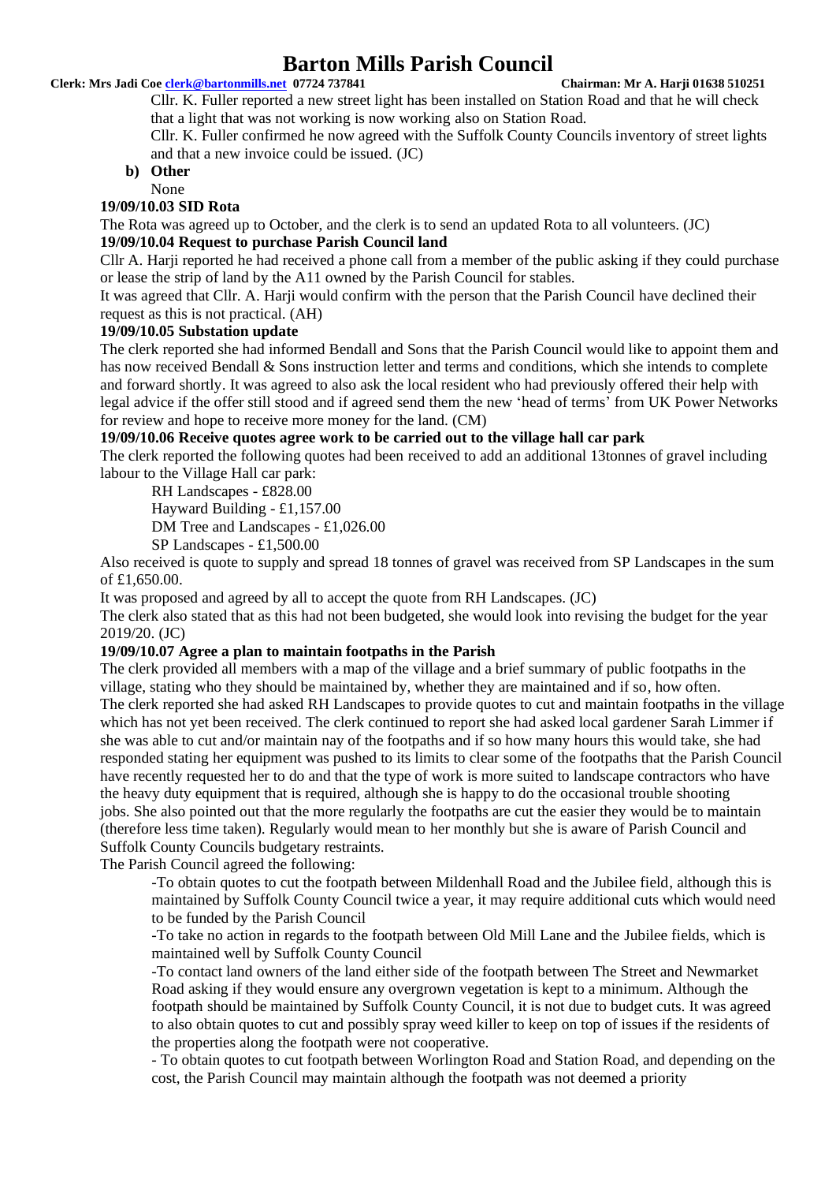Cllr. K. Fuller reported a new street light has been installed on Station Road and that he will check that a light that was not working is now working also on Station Road.

Cllr. K. Fuller confirmed he now agreed with the Suffolk County Councils inventory of street lights and that a new invoice could be issued. (JC)

**b) Other**

None

**19/09/10.03 SID Rota**

The Rota was agreed up to October, and the clerk is to send an updated Rota to all volunteers. (JC)

**19/09/10.04 Request to purchase Parish Council land**

Cllr A. Harji reported he had received a phone call from a member of the public asking if they could purchase or lease the strip of land by the A11 owned by the Parish Council for stables.

It was agreed that Cllr. A. Harji would confirm with the person that the Parish Council have declined their request as this is not practical. (AH)

**19/09/10.05 Substation update**

The clerk reported she had informed Bendall and Sons that the Parish Council would like to appoint them and has now received Bendall & Sons instruction letter and terms and conditions, which she intends to complete and forward shortly. It was agreed to also ask the local resident who had previously offered their help with legal advice if the offer still stood and if agreed send them the new 'head of terms' from UK Power Networks for review and hope to receive more money for the land. (CM)

**19/09/10.06 Receive quotes agree work to be carried out to the village hall car park**

The clerk reported the following quotes had been received to add an additional 13tonnes of gravel including labour to the Village Hall car park:

RH Landscapes - £828.00

Hayward Building - £1,157.00

DM Tree and Landscapes - £1,026.00

SP Landscapes - £1,500.00

Also received is quote to supply and spread 18 tonnes of gravel was received from SP Landscapes in the sum of £1,650.00.

It was proposed and agreed by all to accept the quote from RH Landscapes. (JC)

The clerk also stated that as this had not been budgeted, she would look into revising the budget for the year 2019/20. (JC)

**19/09/10.07 Agree a plan to maintain footpaths in the Parish**

The clerk provided all members with a map of the village and a brief summary of public footpaths in the village, stating who they should be maintained by, whether they are maintained and if so, how often.

The clerk reported she had asked RH Landscapes to provide quotes to cut and maintain footpaths in the village which has not yet been received. The clerk continued to report she had asked local gardener Sarah Limmer if she was able to cut and/or maintain nay of the footpaths and if so how many hours this would take, she had responded stating her equipment was pushed to its limits to clear some of the footpaths that the Parish Council have recently requested her to do and that the type of work is more suited to landscape contractors who have the heavy duty equipment that is required, although she is happy to do the occasional trouble shooting jobs. She also pointed out that the more regularly the footpaths are cut the easier they would be to maintain (therefore less time taken). Regularly would mean to her monthly but she is aware of Parish Council and Suffolk County Councils budgetary restraints.

The Parish Council agreed the following:

-To obtain quotes to cut the footpath between Mildenhall Road and the Jubilee field, although this is maintained by Suffolk County Council twice a year, it may require additional cuts which would need to be funded by the Parish Council

-To take no action in regards to the footpath between Old Mill Lane and the Jubilee fields, which is maintained well by Suffolk County Council

-To contact land owners of the land either side of the footpath between The Street and Newmarket Road asking if they would ensure any overgrown vegetation is kept to a minimum. Although the footpath should be maintained by Suffolk County Council, it is not due to budget cuts. It was agreed to also obtain quotes to cut and possibly spray weed killer to keep on top of issues if the residents of the properties along the footpath were not cooperative.

- To obtain quotes to cut footpath between Worlington Road and Station Road, and depending on the cost, the Parish Council may maintain although the footpath was not deemed a priority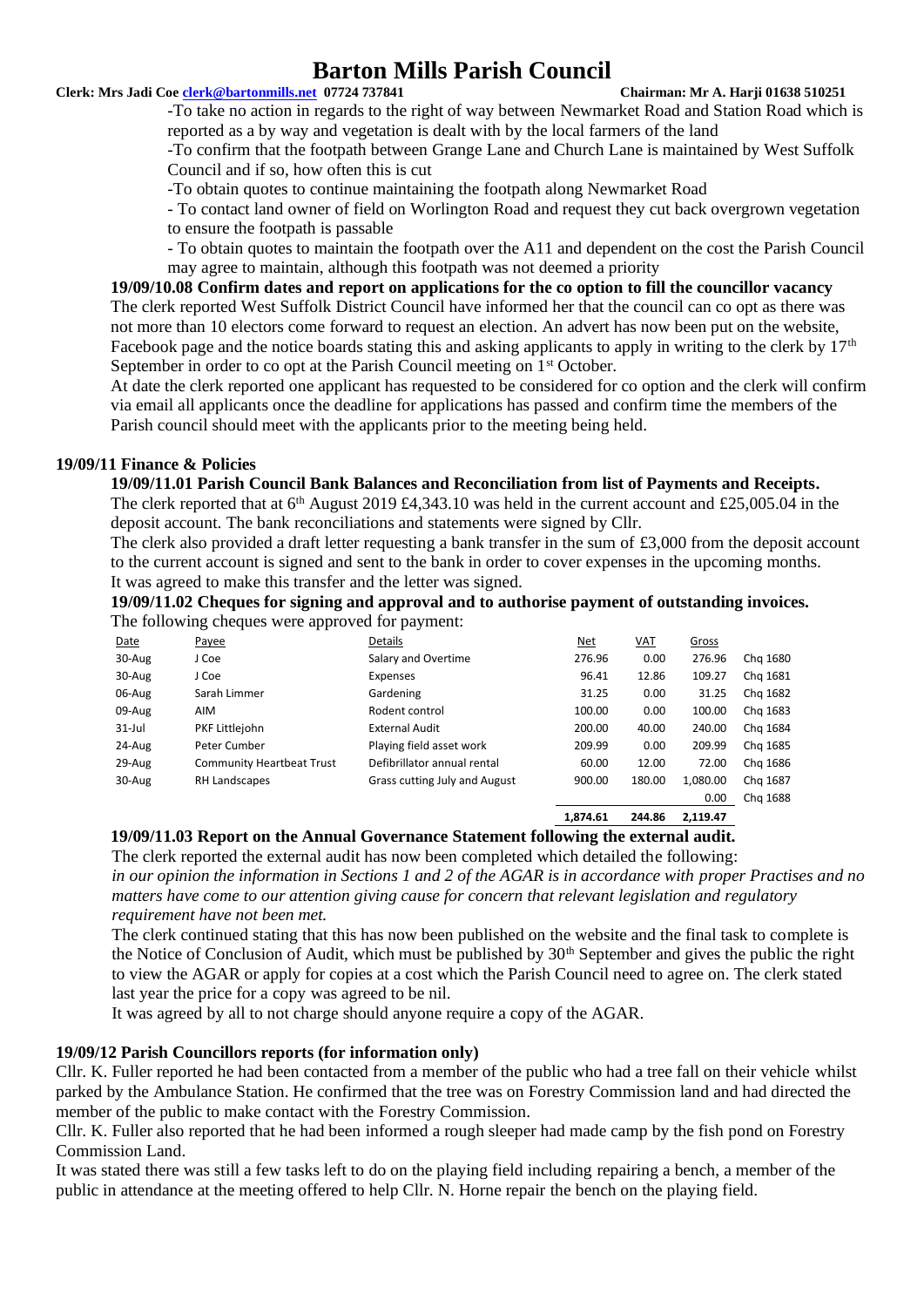-To take no action in regards to the right of way between Newmarket Road and Station Road which is reported as a by way and vegetation is dealt with by the local farmers of the land

-To confirm that the footpath between Grange Lane and Church Lane is maintained by West Suffolk Council and if so, how often this is cut

-To obtain quotes to continue maintaining the footpath along Newmarket Road

- To contact land owner of field on Worlington Road and request they cut back overgrown vegetation to ensure the footpath is passable

- To obtain quotes to maintain the footpath over the A11 and dependent on the cost the Parish Council may agree to maintain, although this footpath was not deemed a priority

**19/09/10.08 Confirm dates and report on applications for the co option to fill the councillor vacancy**

The clerk reported West Suffolk District Council have informed her that the council can co opt as there was not more than 10 electors come forward to request an election. An advert has now been put on the website, Facebook page and the notice boards stating this and asking applicants to apply in writing to the clerk by 17th September in order to co opt at the Parish Council meeting on 1st October.

At date the clerk reported one applicant has requested to be considered for co option and the clerk will confirm via email all applicants once the deadline for applications has passed and confirm time the members of the Parish council should meet with the applicants prior to the meeting being held.

### 19/09/11 Finance & Policies

**19/09/11.01 Parish Council Bank Balances and Reconciliation from list of Payments and Receipts.**

The clerk reported that at 6th August 2019 £4,343.10 was held in the current account and £25,005.04 in the deposit account. The bank reconciliations and statements were signed by Cllr.

The clerk also provided a draft letter requesting a bank transfer in the sum of £3,000 from the deposit account to the current account is signed and sent to the bank in order to cover expenses in the upcoming months.

It was agreed to make this transfer and the letter was signed.

**19/09/11.02 Cheques for signing and approval and to authorise payment of outstanding invoices.**

The following cheques were approved for payment:

| Date | Payee | Details | Net | VAT | Gross | |
|---|---|---|---|---|---|---|
| 30-Aug | J Coe | Salary and Overtime | 276.96 | 0.00 | 276.96 | Chq 1680 |
| 30-Aug | J Coe | Expenses | 96.41 | 12.86 | 109.27 | Chq 1681 |
| 06-Aug | Sarah Limmer | Gardening | 31.25 | 0.00 | 31.25 | Chq 1682 |
| 09-Aug | AIM | Rodent control | 100.00 | 0.00 | 100.00 | Chq 1683 |
| 31-Jul | PKF Littlejohn | External Audit | 200.00 | 40.00 | 240.00 | Chq 1684 |
| 24-Aug | Peter Cumber | Playing field asset work | 209.99 | 0.00 | 209.99 | Chq 1685 |
| 29-Aug | Community Heartbeat Trust | Defibrillator annual rental | 60.00 | 12.00 | 72.00 | Chq 1686 |
| 30-Aug | RH Landscapes | Grass cutting July and August | 900.00 | 180.00 | 1,080.00 | Chq 1687 |
| | | | | | 0.00 | Chq 1688 |
| | | | 1,874.61 | 244.86 | 2,119.47 | |

**19/09/11.03 Report on the Annual Governance Statement following the external audit.**

The clerk reported the external audit has now been completed which detailed the following:

*in our opinion the information in Sections 1 and 2 of the AGAR is in accordance with proper Practises and no matters have come to our attention giving cause for concern that relevant legislation and regulatory requirement have not been met.*

The clerk continued stating that this has now been published on the website and the final task to complete is the Notice of Conclusion of Audit, which must be published by 30th September and gives the public the right to view the AGAR or apply for copies at a cost which the Parish Council need to agree on. The clerk stated last year the price for a copy was agreed to be nil.

It was agreed by all to not charge should anyone require a copy of the AGAR.

### 19/09/12 Parish Councillors reports (for information only)

Cllr. K. Fuller reported he had been contacted from a member of the public who had a tree fall on their vehicle whilst parked by the Ambulance Station. He confirmed that the tree was on Forestry Commission land and had directed the member of the public to make contact with the Forestry Commission.

Cllr. K. Fuller also reported that he had been informed a rough sleeper had made camp by the fish pond on Forestry Commission Land.

It was stated there was still a few tasks left to do on the playing field including repairing a bench, a member of the public in attendance at the meeting offered to help Cllr. N. Horne repair the bench on the playing field.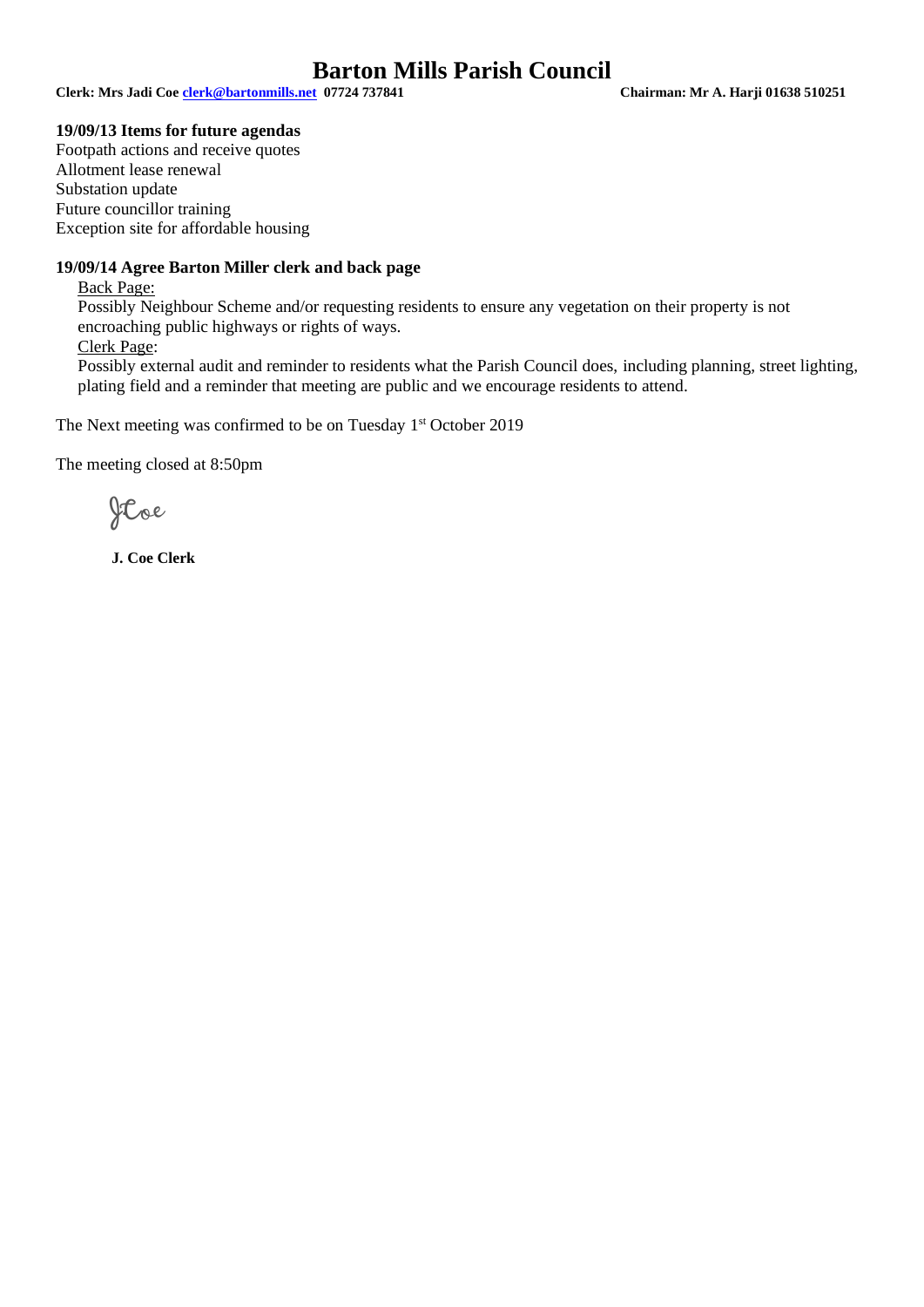# Barton Mills Parish Council

**Clerk: Mrs Jadi Coe clerk@bartonmills.net 07724 737841** **Chairman: Mr A. Harji 01638 510251**

**19/09/13 Items for future agendas**

Footpath actions and receive quotes
Allotment lease renewal
Substation update
Future councillor training
Exception site for affordable housing

**19/09/14 Agree Barton Miller clerk and back page**

Back Page:
Possibly Neighbour Scheme and/or requesting residents to ensure any vegetation on their property is not encroaching public highways or rights of ways.
Clerk Page:
Possibly external audit and reminder to residents what the Parish Council does, including planning, street lighting, plating field and a reminder that meeting are public and we encourage residents to attend.

The Next meeting was confirmed to be on Tuesday 1st October 2019

The meeting closed at 8:50pm

JCoe

**J. Coe Clerk**